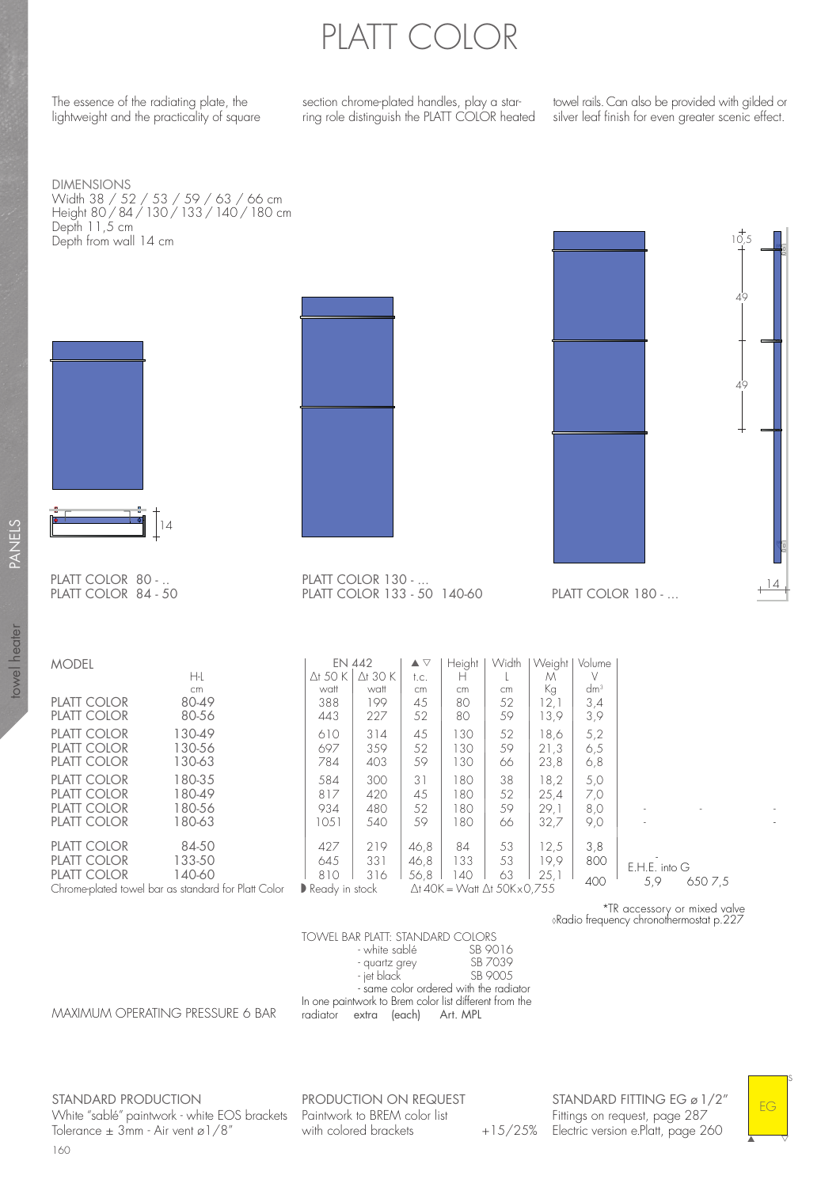# PLATT COLOR

The essence of the radiating plate, the lightweight and the practicality of square section chrome-plated handles, play a starring role distinguish the PLATT COLOR heated towel rails. Can also be provided with gilded or silver leaf finish for even greater scenic effect.

DIMENSIONS
Width 38 / 52 / 53 / 59 / 63 / 66 cm
Height 80 / 84 / 130 / 133 / 140 / 180 cm
Depth 11,5 cm
Depth from wall 14 cm

14

PLATT COLOR 80 - ..
PLATT COLOR 84 - 50

PLATT COLOR 130 - ...
PLATT COLOR 133 - 50 140-60

10,5
49
49
14

PLATT COLOR 180 - ...

| MODEL | H-L | EN 442 Δt 50 K | Δt 30 K | ▲▽ t.c. | Height H | Width L | Weight M | Volume V | | | |
|---|---|---|---|---|---|---|---|---|---|---|---|
| | cm | watt | watt | cm | cm | cm | Kg | dm³ | | | |
| PLATT COLOR | 80-49 | 388 | 199 | 45 | 80 | 52 | 12,1 | 3,4 | | | |
| PLATT COLOR | 80-56 | 443 | 227 | 52 | 80 | 59 | 13,9 | 3,9 | | | |
| PLATT COLOR | 130-49 | 610 | 314 | 45 | 130 | 52 | 18,6 | 5,2 | | | |
| PLATT COLOR | 130-56 | 697 | 359 | 52 | 130 | 59 | 21,3 | 6,5 | | | |
| PLATT COLOR | 130-63 | 784 | 403 | 59 | 130 | 66 | 23,8 | 6,8 | | | |
| PLATT COLOR | 180-35 | 584 | 300 | 31 | 180 | 38 | 18,2 | 5,0 | | | |
| PLATT COLOR | 180-49 | 817 | 420 | 45 | 180 | 52 | 25,4 | 7,0 | | | |
| PLATT COLOR | 180-56 | 934 | 480 | 52 | 180 | 59 | 29,1 | 8,0 | - | - | - |
| PLATT COLOR | 180-63 | 1051 | 540 | 59 | 180 | 66 | 32,7 | 9,0 | - | | - |
| PLATT COLOR | 84-50 | 427 | 219 | 46,8 | 84 | 53 | 12,5 | 3,8 | | | |
| PLATT COLOR | 133-50 | 645 | 331 | 46,8 | 133 | 53 | 19,9 | 800 | E.H.E. into G | | |
| PLATT COLOR | 140-60 | 810 | 316 | 56,8 | 140 | 63 | 25,1 | 400 | 5,9 | 650 7,5 | |

Chrome-plated towel bar as standard for Platt Color

◗ Ready in stock    Δt 40K = Watt Δt 50K x 0,755

*TR accessory or mixed valve
◊Radio frequency chronothermostat p.227

TOWEL BAR PLATT: STANDARD COLORS
- white sablé SB 9016
- quartz grey SB 7039
- jet black SB 9005
- same color ordered with the radiator

In one paintwork to Brem color list different from the radiator extra (each) Art. MPL

MAXIMUM OPERATING PRESSURE 6 BAR

STANDARD PRODUCTION
White "sablé" paintwork - white EOS brackets
Tolerance ± 3mm - Air vent ø1/8"

PRODUCTION ON REQUEST
Paintwork to BREM color list with colored brackets +15/25%

STANDARD FITTING EG ø 1/2"
Fittings on request, page 287
Electric version e.Platt, page 260

EG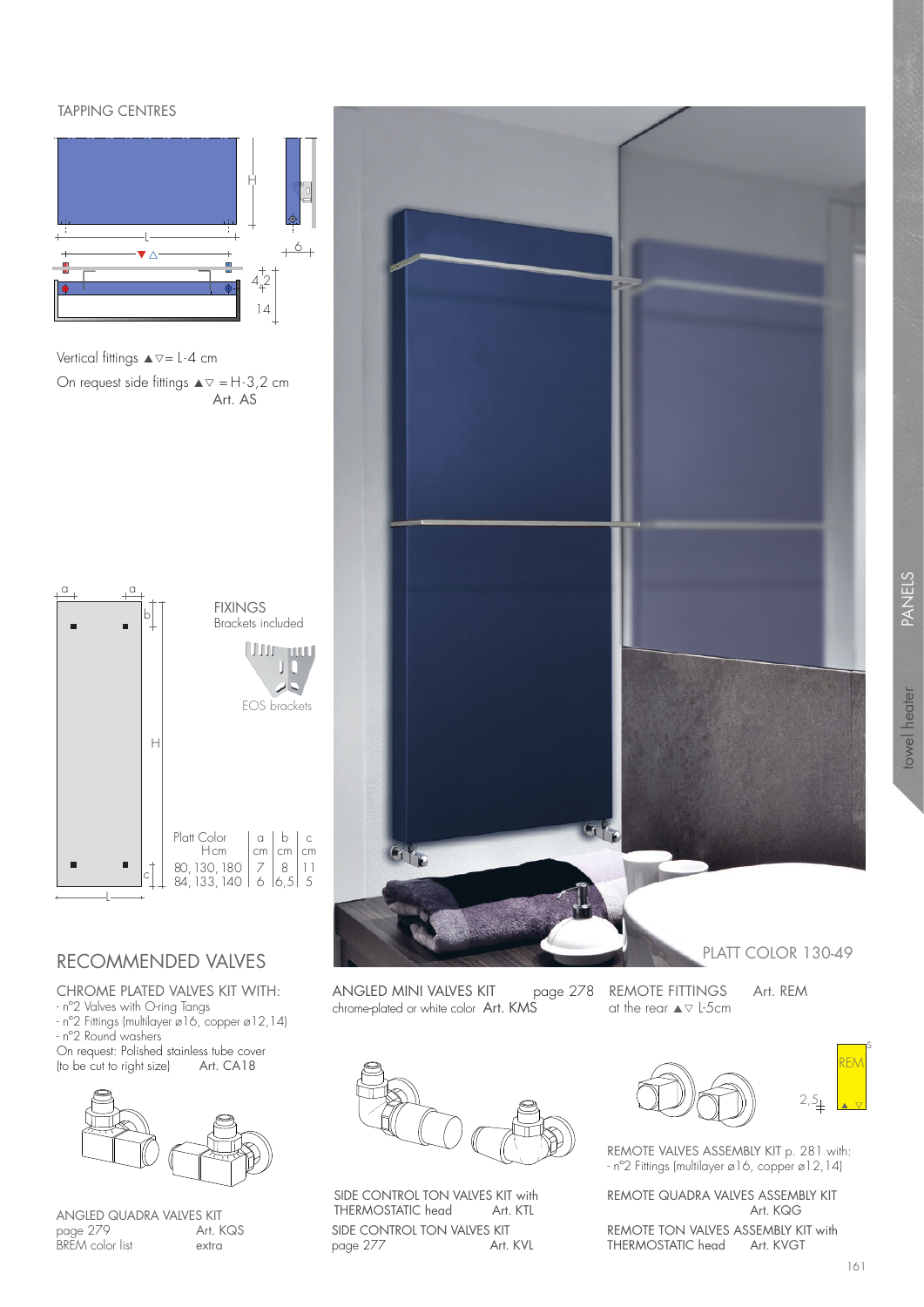TAPPING CENTRES

H

L

6

4,2

14

Vertical fittings ▲▽= L-4 cm

On request side fittings ▲▽ = H-3,2 cm
Art. AS

a a

b

H

c

L

FIXINGS
Brackets included

EOS brackets

| Platt Color H cm | a cm | b cm | c cm |
|---|---|---|---|
| 80, 130, 180 | 7 | 8 | 11 |
| 84, 133, 140 | 6 | 6,5 | 5 |

PLATT COLOR 130-49

## RECOMMENDED VALVES

CHROME PLATED VALVES KIT WITH:
- n°2 Valves with O-ring Tangs
- n°2 Fittings (multilayer ø16, copper ø12,14)
- n°2 Round washers

On request: Polished stainless tube cover
(to be cut to right size) Art. CA18

ANGLED QUADRA VALVES KIT
page 279 Art. KQS
BREM color list extra

ANGLED MINI VALVES KIT page 278
chrome-plated or white color Art. KMS

SIDE CONTROL TON VALVES KIT with THERMOSTATIC head Art. KTL

SIDE CONTROL TON VALVES KIT
page 277 Art. KVL

REMOTE FITTINGS Art. REM
at the rear ▲▽ L-5cm

2,5

REM

REMOTE VALVES ASSEMBLY KIT p. 281 with:
- n°2 Fittings (multilayer ø16, copper ø12,14)

REMOTE QUADRA VALVES ASSEMBLY KIT
Art. KQG

REMOTE TON VALVES ASSEMBLY KIT with THERMOSTATIC head Art. KVGT